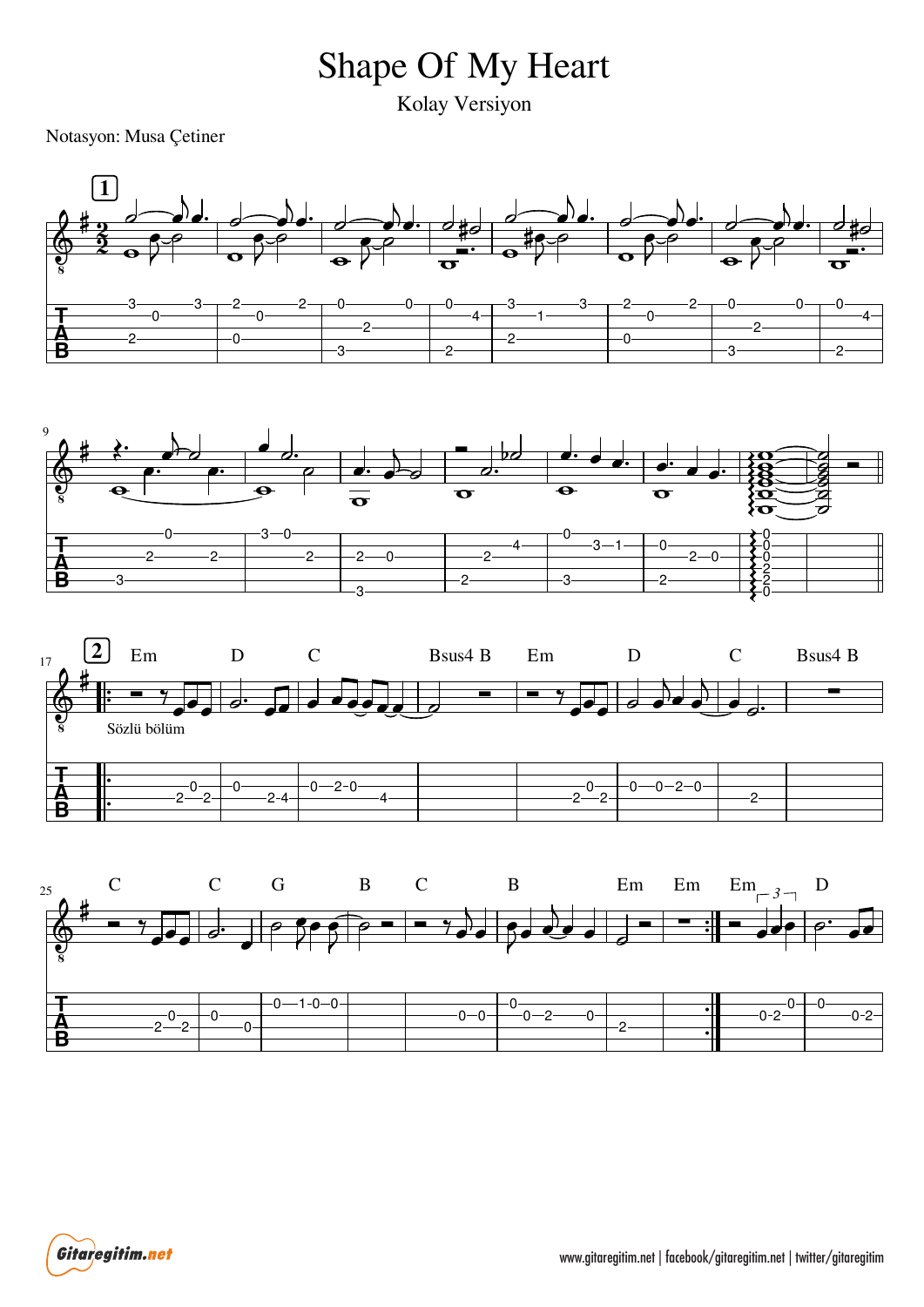# Shape Of My Heart

Kolay Versiyon

Notasyon: Musa Çetiner

1

2

Em D C Bsus4 B Em D C Bsus4 B

Sözlü bölüm

C C G B C B Em Em Em D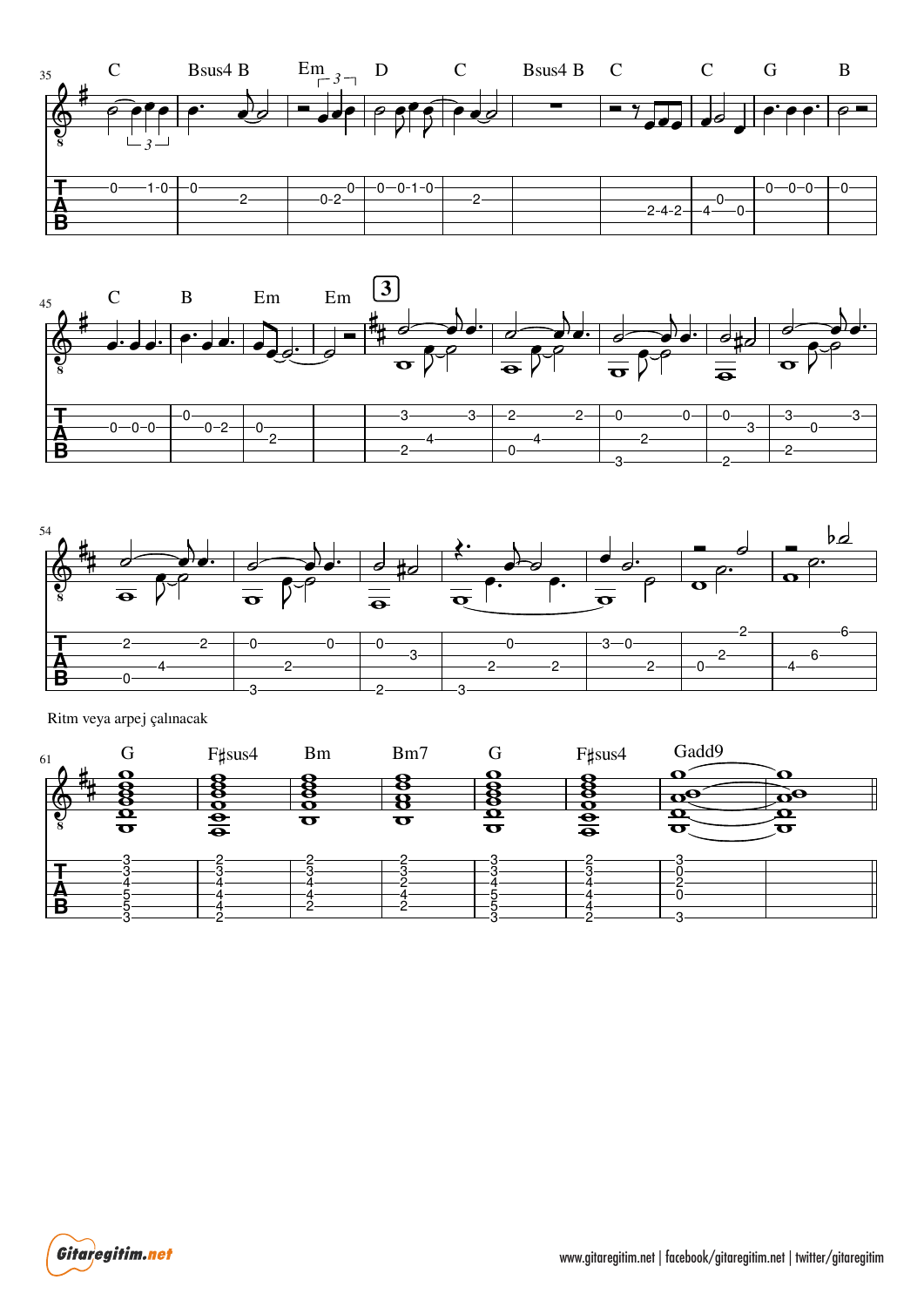Ritm veya arpej çalınacak